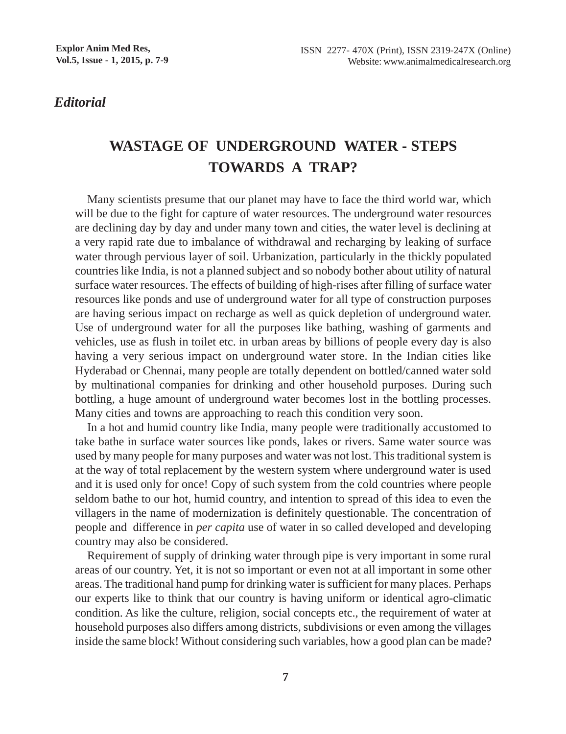*Editorial*

# WASTAGE OF UNDERGROUND WATER - STEPS TOWARDS A TRAP?

Many scientists presume that our planet may have to face the third world war, which will be due to the fight for capture of water resources. The underground water resources are declining day by day and under many town and cities, the water level is declining at a very rapid rate due to imbalance of withdrawal and recharging by leaking of surface water through pervious layer of soil. Urbanization, particularly in the thickly populated countries like India, is not a planned subject and so nobody bother about utility of natural surface water resources. The effects of building of high-rises after filling of surface water resources like ponds and use of underground water for all type of construction purposes are having serious impact on recharge as well as quick depletion of underground water. Use of underground water for all the purposes like bathing, washing of garments and vehicles, use as flush in toilet etc. in urban areas by billions of people every day is also having a very serious impact on underground water store. In the Indian cities like Hyderabad or Chennai, many people are totally dependent on bottled/canned water sold by multinational companies for drinking and other household purposes. During such bottling, a huge amount of underground water becomes lost in the bottling processes. Many cities and towns are approaching to reach this condition very soon.

In a hot and humid country like India, many people were traditionally accustomed to take bathe in surface water sources like ponds, lakes or rivers. Same water source was used by many people for many purposes and water was not lost. This traditional system is at the way of total replacement by the western system where underground water is used and it is used only for once! Copy of such system from the cold countries where people seldom bathe to our hot, humid country, and intention to spread of this idea to even the villagers in the name of modernization is definitely questionable. The concentration of people and difference in *per capita* use of water in so called developed and developing country may also be considered.

Requirement of supply of drinking water through pipe is very important in some rural areas of our country. Yet, it is not so important or even not at all important in some other areas. The traditional hand pump for drinking water is sufficient for many places. Perhaps our experts like to think that our country is having uniform or identical agro-climatic condition. As like the culture, religion, social concepts etc., the requirement of water at household purposes also differs among districts, subdivisions or even among the villages inside the same block! Without considering such variables, how a good plan can be made?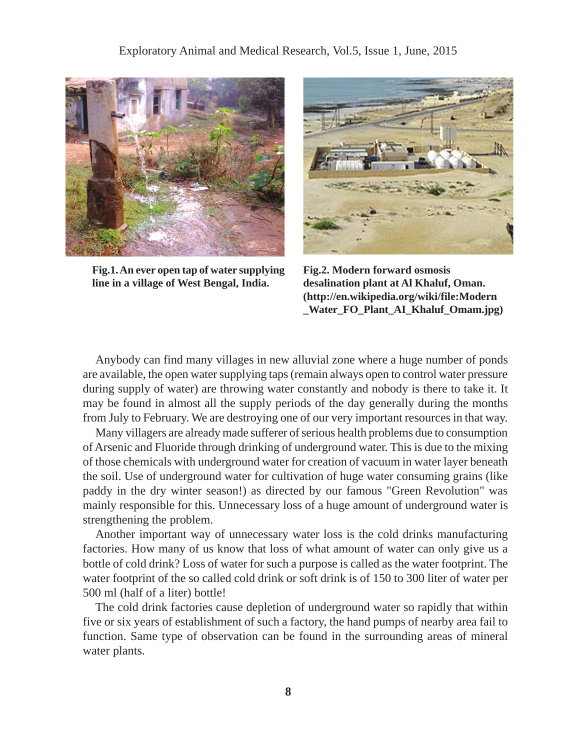**Fig.1. An ever open tap of water supplying line in a village of West Bengal, India.**

**Fig.2. Modern forward osmosis desalination plant at Al Khaluf, Oman. (http://en.wikipedia.org/wiki/file:Modern_Water_FO_Plant_AI_Khaluf_Omam.jpg)**

Anybody can find many villages in new alluvial zone where a huge number of ponds are available, the open water supplying taps (remain always open to control water pressure during supply of water) are throwing water constantly and nobody is there to take it. It may be found in almost all the supply periods of the day generally during the months from July to February. We are destroying one of our very important resources in that way.

Many villagers are already made sufferer of serious health problems due to consumption of Arsenic and Fluoride through drinking of underground water. This is due to the mixing of those chemicals with underground water for creation of vacuum in water layer beneath the soil. Use of underground water for cultivation of huge water consuming grains (like paddy in the dry winter season!) as directed by our famous "Green Revolution" was mainly responsible for this. Unnecessary loss of a huge amount of underground water is strengthening the problem.

Another important way of unnecessary water loss is the cold drinks manufacturing factories. How many of us know that loss of what amount of water can only give us a bottle of cold drink? Loss of water for such a purpose is called as the water footprint. The water footprint of the so called cold drink or soft drink is of 150 to 300 liter of water per 500 ml (half of a liter) bottle!

The cold drink factories cause depletion of underground water so rapidly that within five or six years of establishment of such a factory, the hand pumps of nearby area fail to function. Same type of observation can be found in the surrounding areas of mineral water plants.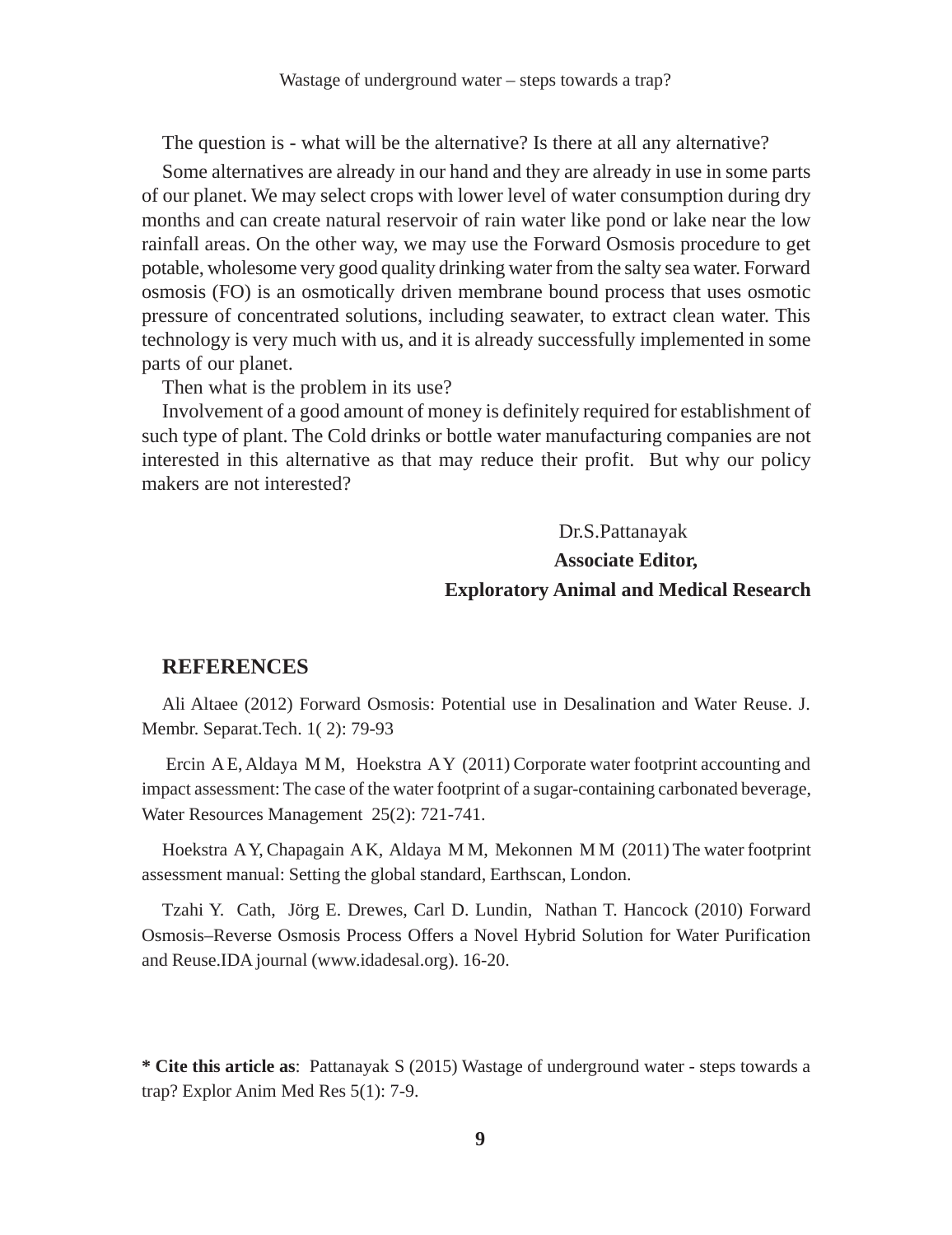The question is - what will be the alternative? Is there at all any alternative?

Some alternatives are already in our hand and they are already in use in some parts of our planet. We may select crops with lower level of water consumption during dry months and can create natural reservoir of rain water like pond or lake near the low rainfall areas. On the other way, we may use the Forward Osmosis procedure to get potable, wholesome very good quality drinking water from the salty sea water. Forward osmosis (FO) is an osmotically driven membrane bound process that uses osmotic pressure of concentrated solutions, including seawater, to extract clean water. This technology is very much with us, and it is already successfully implemented in some parts of our planet.

Then what is the problem in its use?

Involvement of a good amount of money is definitely required for establishment of such type of plant. The Cold drinks or bottle water manufacturing companies are not interested in this alternative as that may reduce their profit. But why our policy makers are not interested?

Dr.S.Pattanayak

**Associate Editor,**

**Exploratory Animal and Medical Research**

## REFERENCES

Ali Altaee (2012) Forward Osmosis: Potential use in Desalination and Water Reuse. J. Membr. Separat.Tech. 1( 2): 79-93

Ercin A E, Aldaya M M, Hoekstra A Y (2011) Corporate water footprint accounting and impact assessment: The case of the water footprint of a sugar-containing carbonated beverage, Water Resources Management 25(2): 721-741.

Hoekstra A Y, Chapagain A K, Aldaya M M, Mekonnen M M (2011) The water footprint assessment manual: Setting the global standard, Earthscan, London.

Tzahi Y. Cath, Jörg E. Drewes, Carl D. Lundin, Nathan T. Hancock (2010) Forward Osmosis–Reverse Osmosis Process Offers a Novel Hybrid Solution for Water Purification and Reuse.IDA journal (www.idadesal.org). 16-20.

**\* Cite this article as**: Pattanayak S (2015) Wastage of underground water - steps towards a trap? Explor Anim Med Res 5(1): 7-9.